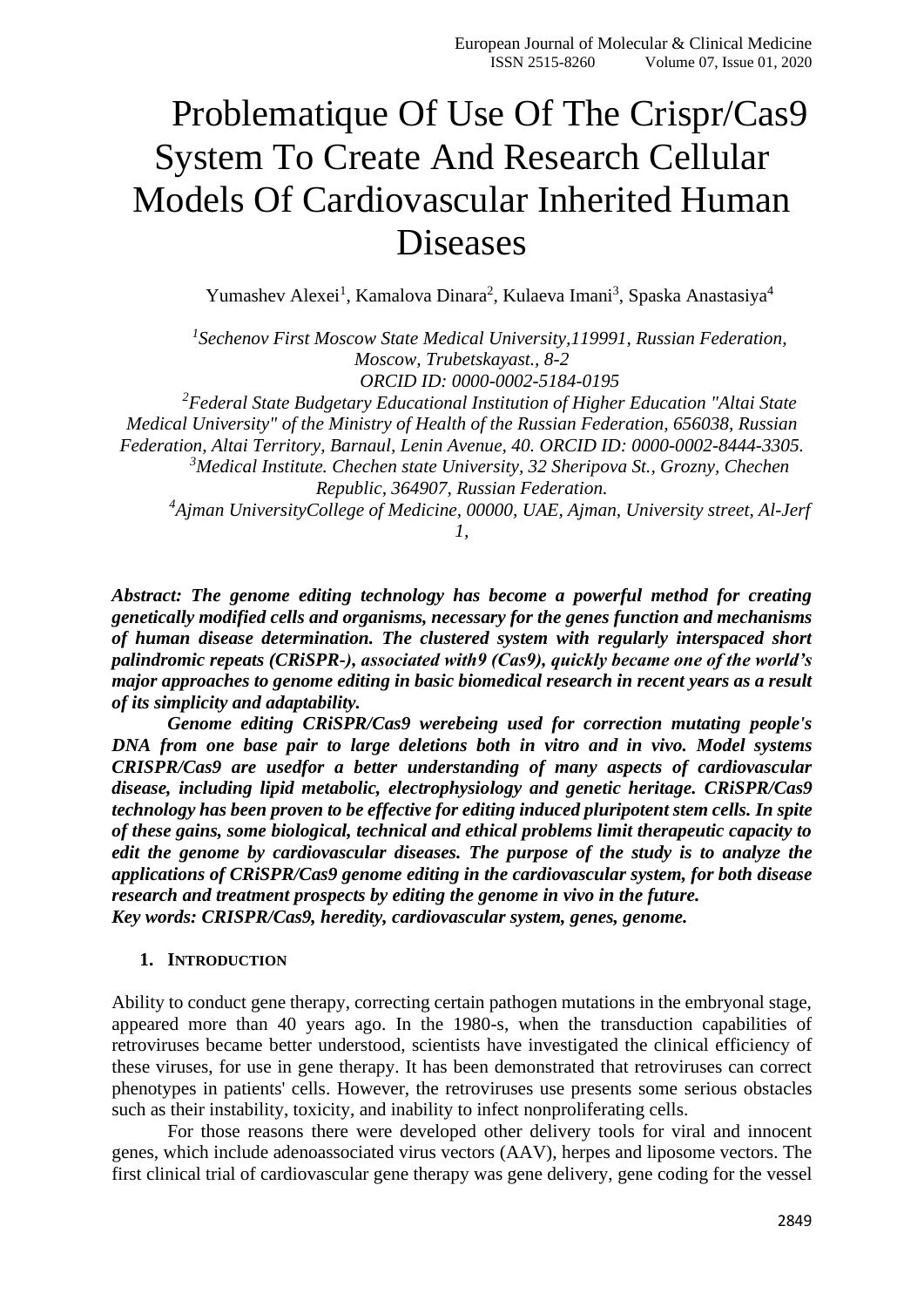# Problematique Of Use Of The Crispr/Cas9 System To Create And Research Cellular Models Of Cardiovascular Inherited Human Diseases

Yumashev Alexei[1], Kamalova Dinara[2], Kulaeva Imani[3], Spaska Anastasiya[4]

*[1]Sechenov First Moscow State Medical University,119991, Russian Federation, Moscow, Trubetskayast., 8-2*
*ORCID ID: 0000-0002-5184-0195*
*[2]Federal State Budgetary Educational Institution of Higher Education "Altai State Medical University" of the Ministry of Health of the Russian Federation, 656038, Russian Federation, Altai Territory, Barnaul, Lenin Avenue, 40. ORCID ID: 0000-0002-8444-3305.*
*[3]Medical Institute. Chechen state University, 32 Sheripova St., Grozny, Chechen Republic, 364907, Russian Federation.*
*[4]Ajman UniversityCollege of Medicine, 00000, UAE, Ajman, University street, Al-Jerf 1,*

***Abstract: The genome editing technology has become a powerful method for creating genetically modified cells and organisms, necessary for the genes function and mechanisms of human disease determination. The clustered system with regularly interspaced short palindromic repeats (CRiSPR-), associated with9 (Cas9), quickly became one of the world's major approaches to genome editing in basic biomedical research in recent years as a result of its simplicity and adaptability.***

***Genome editing CRiSPR/Cas9 werebeing used for correction mutating people's DNA from one base pair to large deletions both in vitro and in vivo. Model systems CRISPR/Cas9 are usedfor a better understanding of many aspects of cardiovascular disease, including lipid metabolic, electrophysiology and genetic heritage. CRiSPR/Cas9 technology has been proven to be effective for editing induced pluripotent stem cells. In spite of these gains, some biological, technical and ethical problems limit therapeutic capacity to edit the genome by cardiovascular diseases. The purpose of the study is to analyze the applications of CRiSPR/Cas9 genome editing in the cardiovascular system, for both disease research and treatment prospects by editing the genome in vivo in the future.***
***Key words: CRISPR/Cas9, heredity, cardiovascular system, genes, genome.***

## 1. Introduction

Ability to conduct gene therapy, correcting certain pathogen mutations in the embryonal stage, appeared more than 40 years ago. In the 1980-s, when the transduction capabilities of retroviruses became better understood, scientists have investigated the clinical efficiency of these viruses, for use in gene therapy. It has been demonstrated that retroviruses can correct phenotypes in patients' cells. However, the retroviruses use presents some serious obstacles such as their instability, toxicity, and inability to infect nonproliferating cells.

For those reasons there were developed other delivery tools for viral and innocent genes, which include adenoassociated virus vectors (AAV), herpes and liposome vectors. The first clinical trial of cardiovascular gene therapy was gene delivery, gene coding for the vessel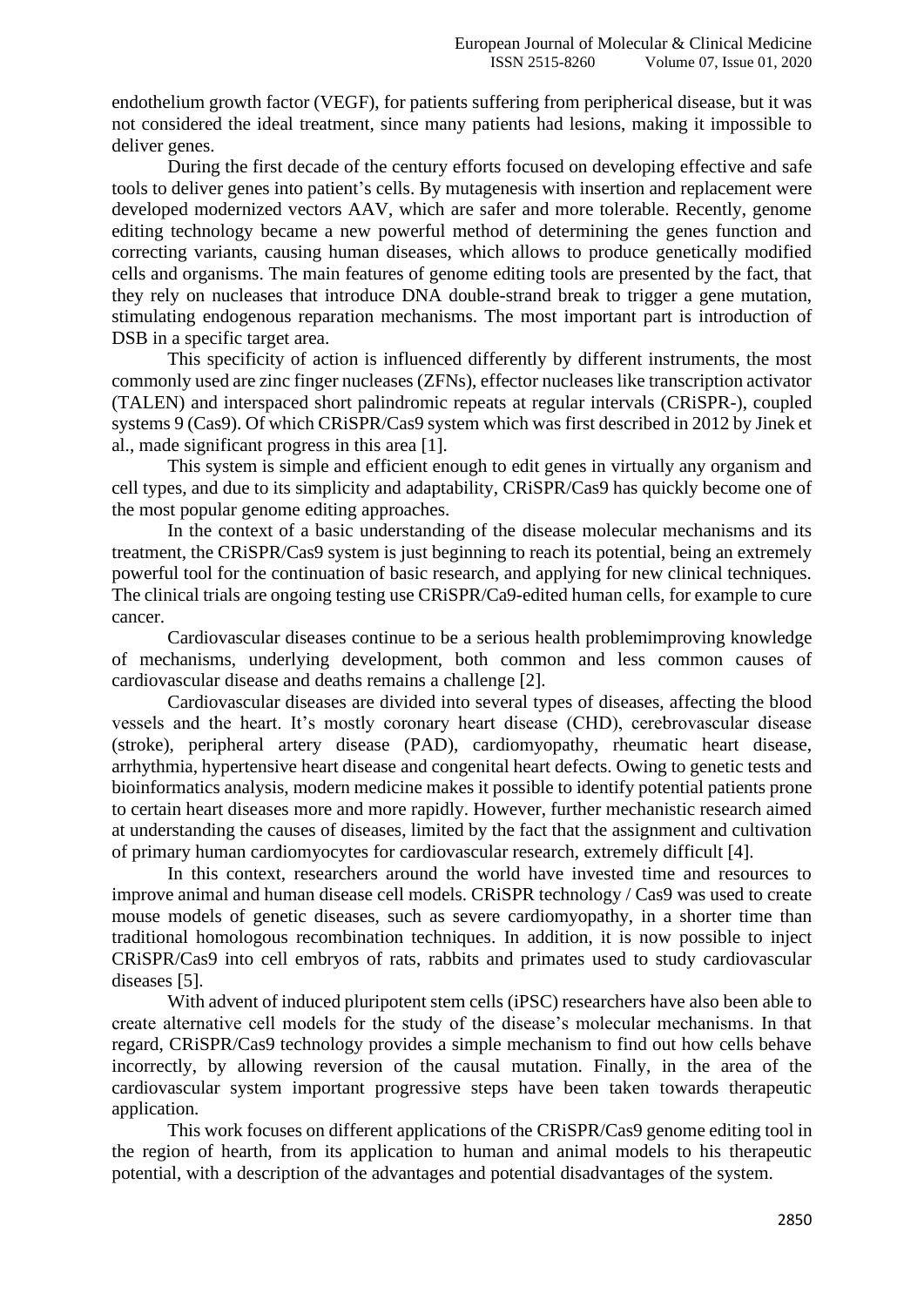endothelium growth factor (VEGF), for patients suffering from peripherical disease, but it was not considered the ideal treatment, since many patients had lesions, making it impossible to deliver genes.

During the first decade of the century efforts focused on developing effective and safe tools to deliver genes into patient's cells. By mutagenesis with insertion and replacement were developed modernized vectors AAV, which are safer and more tolerable. Recently, genome editing technology became a new powerful method of determining the genes function and correcting variants, causing human diseases, which allows to produce genetically modified cells and organisms. The main features of genome editing tools are presented by the fact, that they rely on nucleases that introduce DNA double-strand break to trigger a gene mutation, stimulating endogenous reparation mechanisms. The most important part is introduction of DSB in a specific target area.

This specificity of action is influenced differently by different instruments, the most commonly used are zinc finger nucleases (ZFNs), effector nucleases like transcription activator (TALEN) and interspaced short palindromic repeats at regular intervals (CRiSPR-), coupled systems 9 (Cas9). Of which CRiSPR/Cas9 system which was first described in 2012 by Jinek et al., made significant progress in this area [1].

This system is simple and efficient enough to edit genes in virtually any organism and cell types, and due to its simplicity and adaptability, CRiSPR/Cas9 has quickly become one of the most popular genome editing approaches.

In the context of a basic understanding of the disease molecular mechanisms and its treatment, the CRiSPR/Cas9 system is just beginning to reach its potential, being an extremely powerful tool for the continuation of basic research, and applying for new clinical techniques. The clinical trials are ongoing testing use CRiSPR/Ca9-edited human cells, for example to cure cancer.

Cardiovascular diseases continue to be a serious health problemimproving knowledge of mechanisms, underlying development, both common and less common causes of cardiovascular disease and deaths remains a challenge [2].

Cardiovascular diseases are divided into several types of diseases, affecting the blood vessels and the heart. It's mostly coronary heart disease (CHD), cerebrovascular disease (stroke), peripheral artery disease (PAD), cardiomyopathy, rheumatic heart disease, arrhythmia, hypertensive heart disease and congenital heart defects. Owing to genetic tests and bioinformatics analysis, modern medicine makes it possible to identify potential patients prone to certain heart diseases more and more rapidly. However, further mechanistic research aimed at understanding the causes of diseases, limited by the fact that the assignment and cultivation of primary human cardiomyocytes for cardiovascular research, extremely difficult [4].

In this context, researchers around the world have invested time and resources to improve animal and human disease cell models. CRiSPR technology / Cas9 was used to create mouse models of genetic diseases, such as severe cardiomyopathy, in a shorter time than traditional homologous recombination techniques. In addition, it is now possible to inject CRiSPR/Cas9 into cell embryos of rats, rabbits and primates used to study cardiovascular diseases [5].

With advent of induced pluripotent stem cells (iPSC) researchers have also been able to create alternative cell models for the study of the disease's molecular mechanisms. In that regard, CRiSPR/Cas9 technology provides a simple mechanism to find out how cells behave incorrectly, by allowing reversion of the causal mutation. Finally, in the area of the cardiovascular system important progressive steps have been taken towards therapeutic application.

This work focuses on different applications of the CRiSPR/Cas9 genome editing tool in the region of hearth, from its application to human and animal models to his therapeutic potential, with a description of the advantages and potential disadvantages of the system.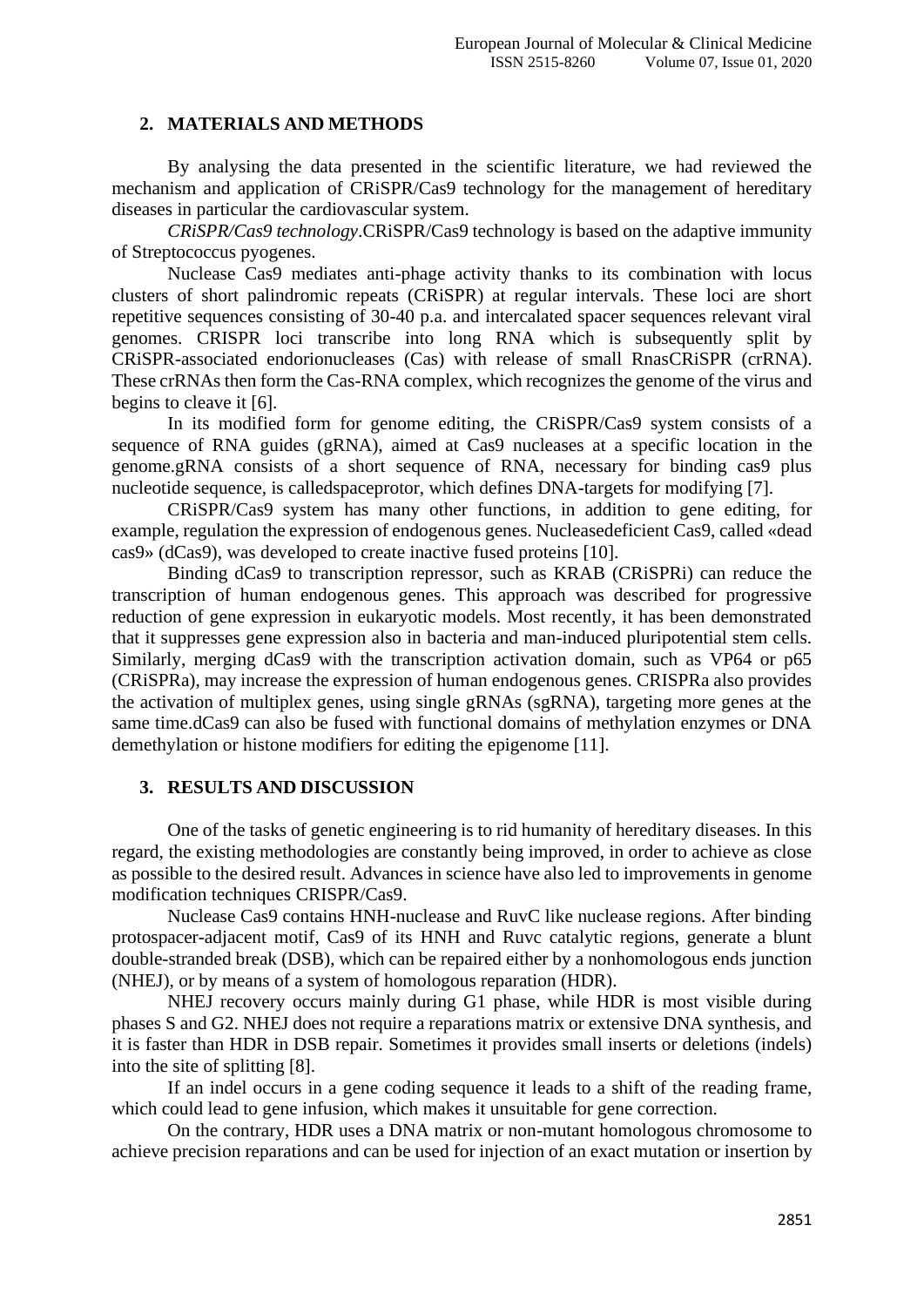## 2. MATERIALS AND METHODS

By analysing the data presented in the scientific literature, we had reviewed the mechanism and application of CRiSPR/Cas9 technology for the management of hereditary diseases in particular the cardiovascular system.

*CRiSPR/Cas9 technology*.CRiSPR/Cas9 technology is based on the adaptive immunity of Streptococcus pyogenes.

Nuclease Cas9 mediates anti-phage activity thanks to its combination with locus clusters of short palindromic repeats (CRiSPR) at regular intervals. These loci are short repetitive sequences consisting of 30-40 p.a. and intercalated spacer sequences relevant viral genomes. CRISPR loci transcribe into long RNA which is subsequently split by CRiSPR-associated endorionucleases (Cas) with release of small RnasCRiSPR (crRNA). These crRNAs then form the Cas-RNA complex, which recognizes the genome of the virus and begins to cleave it [6].

In its modified form for genome editing, the CRiSPR/Cas9 system consists of a sequence of RNA guides (gRNA), aimed at Cas9 nucleases at a specific location in the genome.gRNA consists of a short sequence of RNA, necessary for binding cas9 plus nucleotide sequence, is calledspaceprotor, which defines DNA-targets for modifying [7].

CRiSPR/Cas9 system has many other functions, in addition to gene editing, for example, regulation the expression of endogenous genes. Nucleasedeficient Cas9, called «dead cas9» (dCas9), was developed to create inactive fused proteins [10].

Binding dCas9 to transcription repressor, such as KRAB (CRiSPRi) can reduce the transcription of human endogenous genes. This approach was described for progressive reduction of gene expression in eukaryotic models. Most recently, it has been demonstrated that it suppresses gene expression also in bacteria and man-induced pluripotential stem cells. Similarly, merging dCas9 with the transcription activation domain, such as VP64 or p65 (CRiSPRa), may increase the expression of human endogenous genes. CRISPRa also provides the activation of multiplex genes, using single gRNAs (sgRNA), targeting more genes at the same time.dCas9 can also be fused with functional domains of methylation enzymes or DNA demethylation or histone modifiers for editing the epigenome [11].

## 3. RESULTS AND DISCUSSION

One of the tasks of genetic engineering is to rid humanity of hereditary diseases. In this regard, the existing methodologies are constantly being improved, in order to achieve as close as possible to the desired result. Advances in science have also led to improvements in genome modification techniques CRISPR/Cas9.

Nuclease Cas9 contains HNH-nuclease and RuvC like nuclease regions. After binding protospacer-adjacent motif, Cas9 of its HNH and Ruvc catalytic regions, generate a blunt double-stranded break (DSB), which can be repaired either by a nonhomologous ends junction (NHEJ), or by means of a system of homologous reparation (HDR).

NHEJ recovery occurs mainly during G1 phase, while HDR is most visible during phases S and G2. NHEJ does not require a reparations matrix or extensive DNA synthesis, and it is faster than HDR in DSB repair. Sometimes it provides small inserts or deletions (indels) into the site of splitting [8].

If an indel occurs in a gene coding sequence it leads to a shift of the reading frame, which could lead to gene infusion, which makes it unsuitable for gene correction.

On the contrary, HDR uses a DNA matrix or non-mutant homologous chromosome to achieve precision reparations and can be used for injection of an exact mutation or insertion by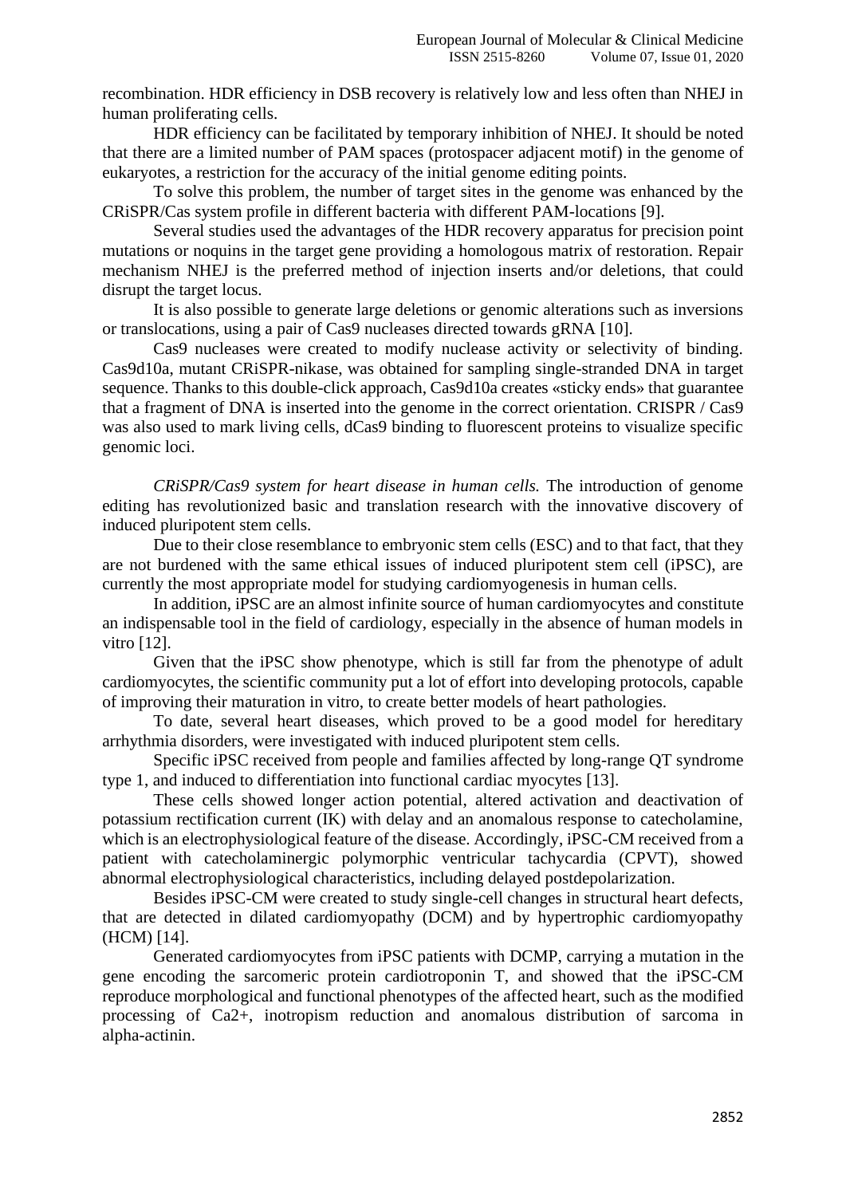recombination. HDR efficiency in DSB recovery is relatively low and less often than NHEJ in human proliferating cells.

HDR efficiency can be facilitated by temporary inhibition of NHEJ. It should be noted that there are a limited number of PAM spaces (protospacer adjacent motif) in the genome of eukaryotes, a restriction for the accuracy of the initial genome editing points.

To solve this problem, the number of target sites in the genome was enhanced by the CRiSPR/Cas system profile in different bacteria with different PAM-locations [9].

Several studies used the advantages of the HDR recovery apparatus for precision point mutations or noquins in the target gene providing a homologous matrix of restoration. Repair mechanism NHEJ is the preferred method of injection inserts and/or deletions, that could disrupt the target locus.

It is also possible to generate large deletions or genomic alterations such as inversions or translocations, using a pair of Cas9 nucleases directed towards gRNA [10].

Cas9 nucleases were created to modify nuclease activity or selectivity of binding. Cas9d10a, mutant CRiSPR-nikase, was obtained for sampling single-stranded DNA in target sequence. Thanks to this double-click approach, Cas9d10a creates «sticky ends» that guarantee that a fragment of DNA is inserted into the genome in the correct orientation. CRISPR / Cas9 was also used to mark living cells, dCas9 binding to fluorescent proteins to visualize specific genomic loci.

*CRiSPR/Cas9 system for heart disease in human cells.* The introduction of genome editing has revolutionized basic and translation research with the innovative discovery of induced pluripotent stem cells.

Due to their close resemblance to embryonic stem cells (ESC) and to that fact, that they are not burdened with the same ethical issues of induced pluripotent stem cell (iPSC), are currently the most appropriate model for studying cardiomyogenesis in human cells.

In addition, iPSC are an almost infinite source of human cardiomyocytes and constitute an indispensable tool in the field of cardiology, especially in the absence of human models in vitro [12].

Given that the iPSC show phenotype, which is still far from the phenotype of adult cardiomyocytes, the scientific community put a lot of effort into developing protocols, capable of improving their maturation in vitro, to create better models of heart pathologies.

To date, several heart diseases, which proved to be a good model for hereditary arrhythmia disorders, were investigated with induced pluripotent stem cells.

Specific iPSC received from people and families affected by long-range QT syndrome type 1, and induced to differentiation into functional cardiac myocytes [13].

These cells showed longer action potential, altered activation and deactivation of potassium rectification current (IK) with delay and an anomalous response to catecholamine, which is an electrophysiological feature of the disease. Accordingly, iPSC-CM received from a patient with catecholaminergic polymorphic ventricular tachycardia (CPVT), showed abnormal electrophysiological characteristics, including delayed postdepolarization.

Besides iPSC-CM were created to study single-cell changes in structural heart defects, that are detected in dilated cardiomyopathy (DCM) and by hypertrophic cardiomyopathy (HCM) [14].

Generated cardiomyocytes from iPSC patients with DCMP, carrying a mutation in the gene encoding the sarcomeric protein cardiotroponin T, and showed that the iPSC-CM reproduce morphological and functional phenotypes of the affected heart, such as the modified processing of Ca2+, inotropism reduction and anomalous distribution of sarcoma in alpha-actinin.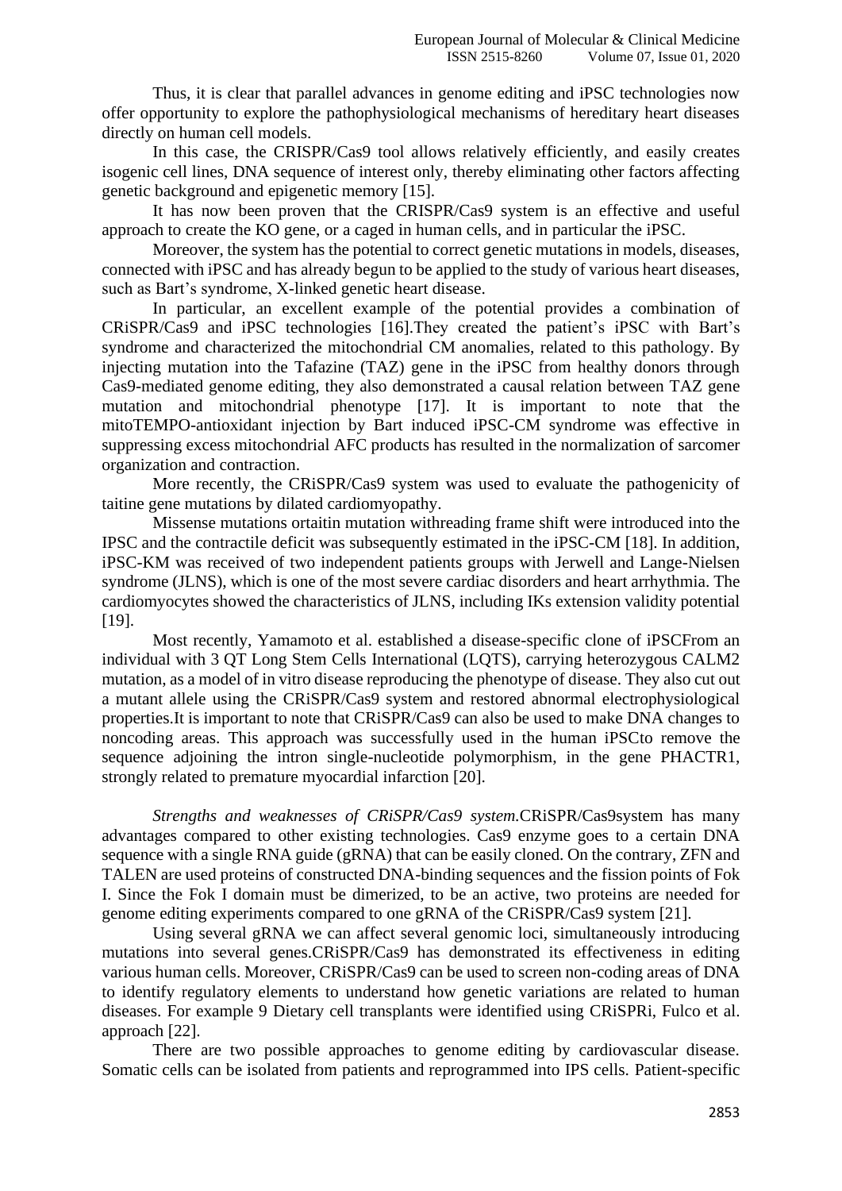Thus, it is clear that parallel advances in genome editing and iPSC technologies now offer opportunity to explore the pathophysiological mechanisms of hereditary heart diseases directly on human cell models.

In this case, the CRISPR/Cas9 tool allows relatively efficiently, and easily creates isogenic cell lines, DNA sequence of interest only, thereby eliminating other factors affecting genetic background and epigenetic memory [15].

It has now been proven that the CRISPR/Cas9 system is an effective and useful approach to create the KO gene, or a caged in human cells, and in particular the iPSC.

Moreover, the system has the potential to correct genetic mutations in models, diseases, connected with iPSC and has already begun to be applied to the study of various heart diseases, such as Bart's syndrome, X-linked genetic heart disease.

In particular, an excellent example of the potential provides a combination of CRiSPR/Cas9 and iPSC technologies [16].They created the patient's iPSC with Bart's syndrome and characterized the mitochondrial CM anomalies, related to this pathology. By injecting mutation into the Tafazine (TAZ) gene in the iPSC from healthy donors through Cas9-mediated genome editing, they also demonstrated a causal relation between TAZ gene mutation and mitochondrial phenotype [17]. It is important to note that the mitoTEMPO-antioxidant injection by Bart induced iPSC-CM syndrome was effective in suppressing excess mitochondrial AFC products has resulted in the normalization of sarcomer organization and contraction.

More recently, the CRiSPR/Cas9 system was used to evaluate the pathogenicity of taitine gene mutations by dilated cardiomyopathy.

Missense mutations ortaitin mutation withreading frame shift were introduced into the IPSC and the contractile deficit was subsequently estimated in the iPSC-CM [18]. In addition, iPSC-KM was received of two independent patients groups with Jerwell and Lange-Nielsen syndrome (JLNS), which is one of the most severe cardiac disorders and heart arrhythmia. The cardiomyocytes showed the characteristics of JLNS, including IKs extension validity potential [19].

Most recently, Yamamoto et al. established a disease-specific clone of iPSCFrom an individual with 3 QT Long Stem Cells International (LQTS), carrying heterozygous CALM2 mutation, as a model of in vitro disease reproducing the phenotype of disease. They also cut out a mutant allele using the CRiSPR/Cas9 system and restored abnormal electrophysiological properties.It is important to note that CRiSPR/Cas9 can also be used to make DNA changes to noncoding areas. This approach was successfully used in the human iPSCto remove the sequence adjoining the intron single-nucleotide polymorphism, in the gene PHACTR1, strongly related to premature myocardial infarction [20].

*Strengths and weaknesses of CRiSPR/Cas9 system.*CRiSPR/Cas9system has many advantages compared to other existing technologies. Cas9 enzyme goes to a certain DNA sequence with a single RNA guide (gRNA) that can be easily cloned. On the contrary, ZFN and TALEN are used proteins of constructed DNA-binding sequences and the fission points of Fok I. Since the Fok I domain must be dimerized, to be an active, two proteins are needed for genome editing experiments compared to one gRNA of the CRiSPR/Cas9 system [21].

Using several gRNA we can affect several genomic loci, simultaneously introducing mutations into several genes.CRiSPR/Cas9 has demonstrated its effectiveness in editing various human cells. Moreover, CRiSPR/Cas9 can be used to screen non-coding areas of DNA to identify regulatory elements to understand how genetic variations are related to human diseases. For example 9 Dietary cell transplants were identified using CRiSPRi, Fulco et al. approach [22].

There are two possible approaches to genome editing by cardiovascular disease. Somatic cells can be isolated from patients and reprogrammed into IPS cells. Patient-specific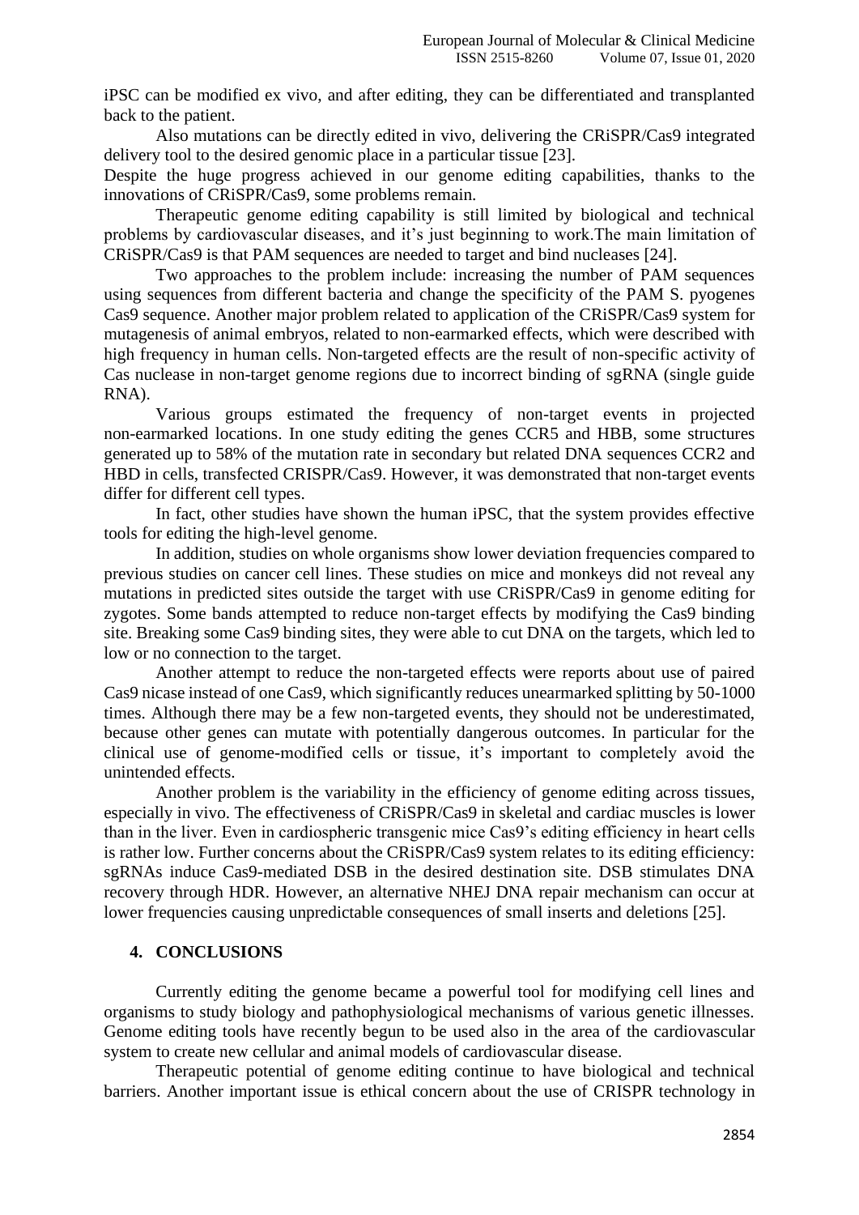iPSC can be modified ex vivo, and after editing, they can be differentiated and transplanted back to the patient.

Also mutations can be directly edited in vivo, delivering the CRiSPR/Cas9 integrated delivery tool to the desired genomic place in a particular tissue [23].

Despite the huge progress achieved in our genome editing capabilities, thanks to the innovations of CRiSPR/Cas9, some problems remain.

Therapeutic genome editing capability is still limited by biological and technical problems by cardiovascular diseases, and it's just beginning to work.The main limitation of CRiSPR/Cas9 is that PAM sequences are needed to target and bind nucleases [24].

Two approaches to the problem include: increasing the number of PAM sequences using sequences from different bacteria and change the specificity of the PAM S. pyogenes Cas9 sequence. Another major problem related to application of the CRiSPR/Cas9 system for mutagenesis of animal embryos, related to non-earmarked effects, which were described with high frequency in human cells. Non-targeted effects are the result of non-specific activity of Cas nuclease in non-target genome regions due to incorrect binding of sgRNA (single guide RNA).

Various groups estimated the frequency of non-target events in projected non-earmarked locations. In one study editing the genes CCR5 and HBB, some structures generated up to 58% of the mutation rate in secondary but related DNA sequences CCR2 and HBD in cells, transfected CRISPR/Cas9. However, it was demonstrated that non-target events differ for different cell types.

In fact, other studies have shown the human iPSC, that the system provides effective tools for editing the high-level genome.

In addition, studies on whole organisms show lower deviation frequencies compared to previous studies on cancer cell lines. These studies on mice and monkeys did not reveal any mutations in predicted sites outside the target with use CRiSPR/Cas9 in genome editing for zygotes. Some bands attempted to reduce non-target effects by modifying the Cas9 binding site. Breaking some Cas9 binding sites, they were able to cut DNA on the targets, which led to low or no connection to the target.

Another attempt to reduce the non-targeted effects were reports about use of paired Cas9 nicase instead of one Cas9, which significantly reduces unearmarked splitting by 50-1000 times. Although there may be a few non-targeted events, they should not be underestimated, because other genes can mutate with potentially dangerous outcomes. In particular for the clinical use of genome-modified cells or tissue, it's important to completely avoid the unintended effects.

Another problem is the variability in the efficiency of genome editing across tissues, especially in vivo. The effectiveness of CRiSPR/Cas9 in skeletal and cardiac muscles is lower than in the liver. Even in cardiospheric transgenic mice Cas9's editing efficiency in heart cells is rather low. Further concerns about the CRiSPR/Cas9 system relates to its editing efficiency: sgRNAs induce Cas9-mediated DSB in the desired destination site. DSB stimulates DNA recovery through HDR. However, an alternative NHEJ DNA repair mechanism can occur at lower frequencies causing unpredictable consequences of small inserts and deletions [25].

## 4. CONCLUSIONS

Currently editing the genome became a powerful tool for modifying cell lines and organisms to study biology and pathophysiological mechanisms of various genetic illnesses. Genome editing tools have recently begun to be used also in the area of the cardiovascular system to create new cellular and animal models of cardiovascular disease.

Therapeutic potential of genome editing continue to have biological and technical barriers. Another important issue is ethical concern about the use of CRISPR technology in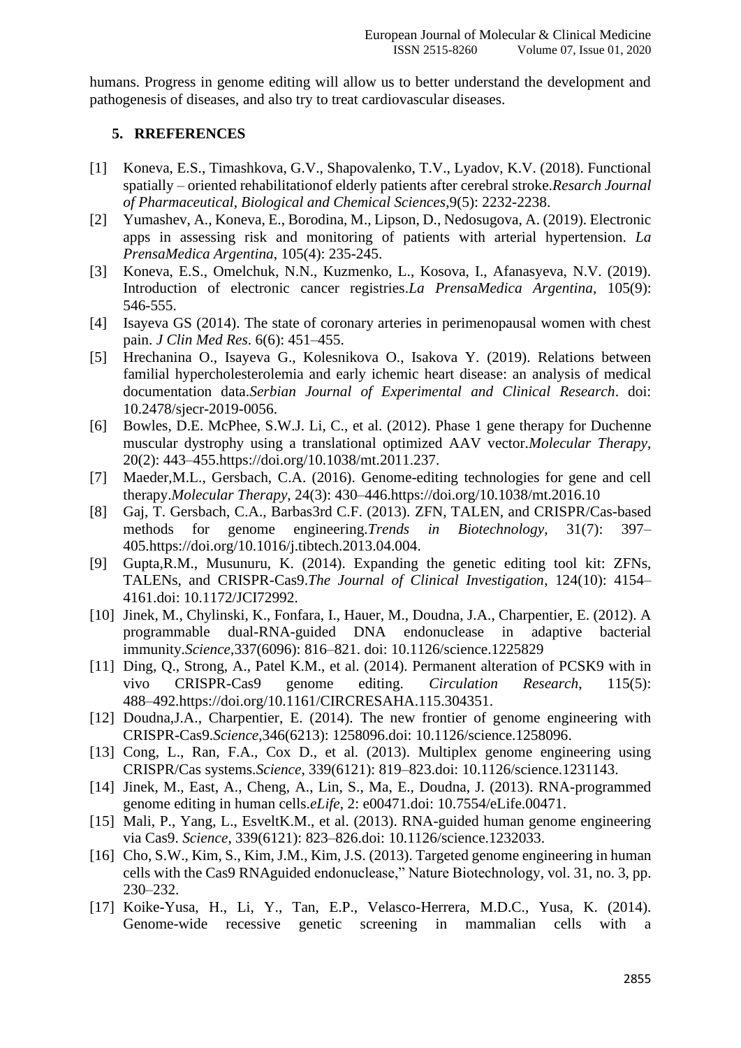humans. Progress in genome editing will allow us to better understand the development and pathogenesis of diseases, and also try to treat cardiovascular diseases.

## 5. RREFERENCES

[1] Koneva, E.S., Timashkova, G.V., Shapovalenko, T.V., Lyadov, K.V. (2018). Functional spatially – oriented rehabilitationof elderly patients after cerebral stroke.*Resarch Journal of Pharmaceutical, Biological and Chemical Sciences*,9(5): 2232-2238.

[2] Yumashev, A., Koneva, E., Borodina, M., Lipson, D., Nedosugova, A. (2019). Electronic apps in assessing risk and monitoring of patients with arterial hypertension. *La PrensaMedica Argentina*, 105(4): 235-245.

[3] Koneva, E.S., Omelchuk, N.N., Kuzmenko, L., Kosova, I., Afanasyeva, N.V. (2019). Introduction of electronic cancer registries.*La PrensaMedica Argentina*, 105(9): 546-555.

[4] Isayeva GS (2014). The state of coronary arteries in perimenopausal women with chest pain. *J Clin Med Res*. 6(6): 451–455.

[5] Hrechanina O., Isayeva G., Kolesnikova O., Isakova Y. (2019). Relations between familial hypercholesterolemia and early ichemic heart disease: an analysis of medical documentation data.*Serbian Journal of Experimental and Clinical Research*. doi: 10.2478/sjecr-2019-0056.

[6] Bowles, D.E. McPhee, S.W.J. Li, C., et al. (2012). Phase 1 gene therapy for Duchenne muscular dystrophy using a translational optimized AAV vector.*Molecular Therapy*, 20(2): 443–455.https://doi.org/10.1038/mt.2011.237.

[7] Maeder,M.L., Gersbach, C.A. (2016). Genome-editing technologies for gene and cell therapy.*Molecular Therapy*, 24(3): 430–446.https://doi.org/10.1038/mt.2016.10

[8] Gaj, T. Gersbach, C.A., Barbas3rd C.F. (2013). ZFN, TALEN, and CRISPR/Cas-based methods for genome engineering.*Trends in Biotechnology*, 31(7): 397–405.https://doi.org/10.1016/j.tibtech.2013.04.004.

[9] Gupta,R.M., Musunuru, K. (2014). Expanding the genetic editing tool kit: ZFNs, TALENs, and CRISPR-Cas9.*The Journal of Clinical Investigation*, 124(10): 4154–4161.doi: 10.1172/JCI72992.

[10] Jinek, M., Chylinski, K., Fonfara, I., Hauer, M., Doudna, J.A., Charpentier, E. (2012). A programmable dual-RNA-guided DNA endonuclease in adaptive bacterial immunity.*Science*,337(6096): 816–821. doi: 10.1126/science.1225829

[11] Ding, Q., Strong, A., Patel K.M., et al. (2014). Permanent alteration of PCSK9 with in vivo CRISPR-Cas9 genome editing. *Circulation Research*, 115(5): 488–492.https://doi.org/10.1161/CIRCRESAHA.115.304351.

[12] Doudna,J.A., Charpentier, E. (2014). The new frontier of genome engineering with CRISPR-Cas9.*Science*,346(6213): 1258096.doi: 10.1126/science.1258096.

[13] Cong, L., Ran, F.A., Cox D., et al. (2013). Multiplex genome engineering using CRISPR/Cas systems.*Science*, 339(6121): 819–823.doi: 10.1126/science.1231143.

[14] Jinek, M., East, A., Cheng, A., Lin, S., Ma, E., Doudna, J. (2013). RNA-programmed genome editing in human cells.*eLife*, 2: e00471.doi: 10.7554/eLife.00471.

[15] Mali, P., Yang, L., EsveltK.M., et al. (2013). RNA-guided human genome engineering via Cas9. *Science*, 339(6121): 823–826.doi: 10.1126/science.1232033.

[16] Cho, S.W., Kim, S., Kim, J.M., Kim, J.S. (2013). Targeted genome engineering in human cells with the Cas9 RNAguided endonuclease," Nature Biotechnology, vol. 31, no. 3, pp. 230–232.

[17] Koike-Yusa, H., Li, Y., Tan, E.P., Velasco-Herrera, M.D.C., Yusa, K. (2014). Genome-wide recessive genetic screening in mammalian cells with a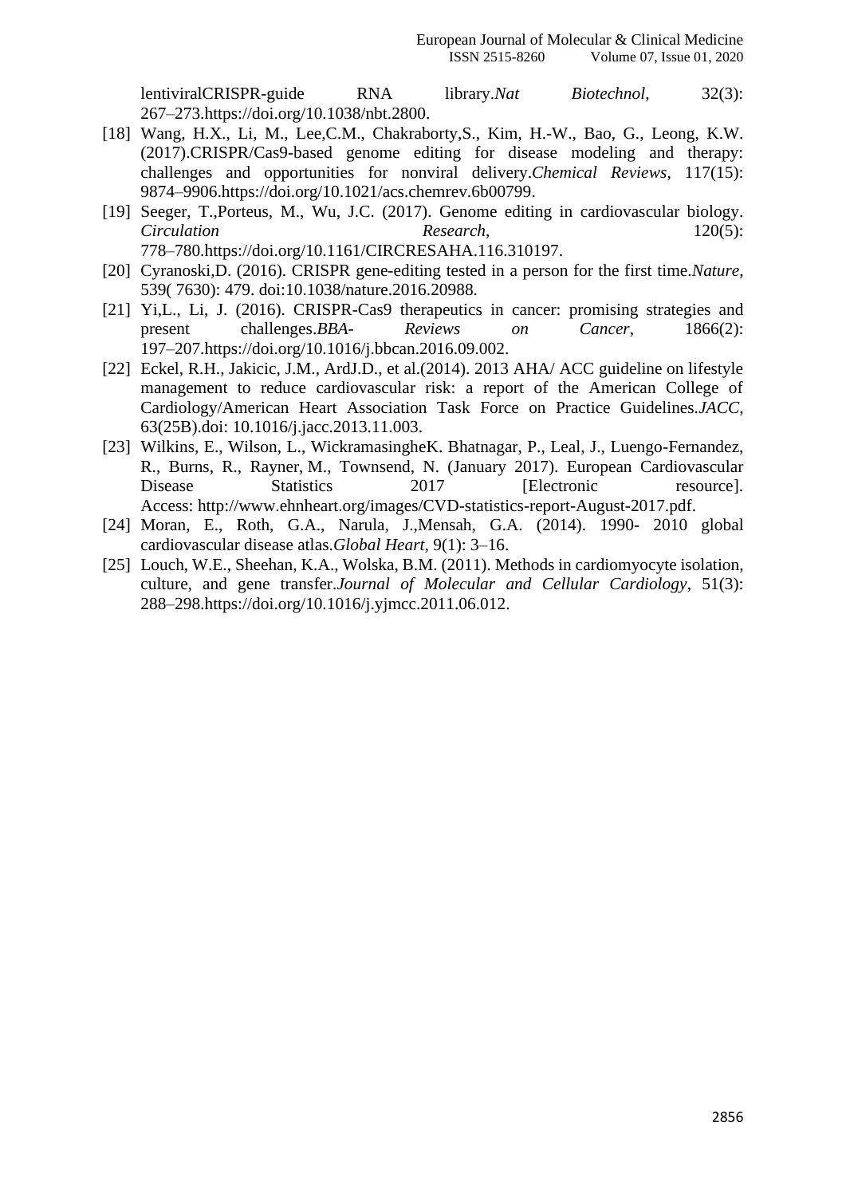lentiviralCRISPR-guide RNA library.*Nat Biotechnol*, 32(3): 267–273.https://doi.org/10.1038/nbt.2800.

[18] Wang, H.X., Li, M., Lee,C.M., Chakraborty,S., Kim, H.-W., Bao, G., Leong, K.W. (2017).CRISPR/Cas9-based genome editing for disease modeling and therapy: challenges and opportunities for nonviral delivery.*Chemical Reviews*, 117(15): 9874–9906.https://doi.org/10.1021/acs.chemrev.6b00799.

[19] Seeger, T.,Porteus, M., Wu, J.C. (2017). Genome editing in cardiovascular biology. *Circulation Research*, 120(5): 778–780.https://doi.org/10.1161/CIRCRESAHA.116.310197.

[20] Cyranoski,D. (2016). CRISPR gene-editing tested in a person for the first time.*Nature*, 539( 7630): 479. doi:10.1038/nature.2016.20988.

[21] Yi,L., Li, J. (2016). CRISPR-Cas9 therapeutics in cancer: promising strategies and present challenges.*BBA- Reviews on Cancer*, 1866(2): 197–207.https://doi.org/10.1016/j.bbcan.2016.09.002.

[22] Eckel, R.H., Jakicic, J.M., ArdJ.D., et al.(2014). 2013 AHA/ ACC guideline on lifestyle management to reduce cardiovascular risk: a report of the American College of Cardiology/American Heart Association Task Force on Practice Guidelines.*JACC*, 63(25B).doi: 10.1016/j.jacc.2013.11.003.

[23] Wilkins, E., Wilson, L., WickramasingheK. Bhatnagar, P., Leal, J., Luengo-Fernandez, R., Burns, R., Rayner, M., Townsend, N. (January 2017). European Cardiovascular Disease Statistics 2017 [Electronic resource]. Access: http://www.ehnheart.org/images/CVD-statistics-report-August-2017.pdf.

[24] Moran, E., Roth, G.A., Narula, J.,Mensah, G.A. (2014). 1990- 2010 global cardiovascular disease atlas.*Global Heart*, 9(1): 3–16.

[25] Louch, W.E., Sheehan, K.A., Wolska, B.M. (2011). Methods in cardiomyocyte isolation, culture, and gene transfer.*Journal of Molecular and Cellular Cardiology*, 51(3): 288–298.https://doi.org/10.1016/j.yjmcc.2011.06.012.